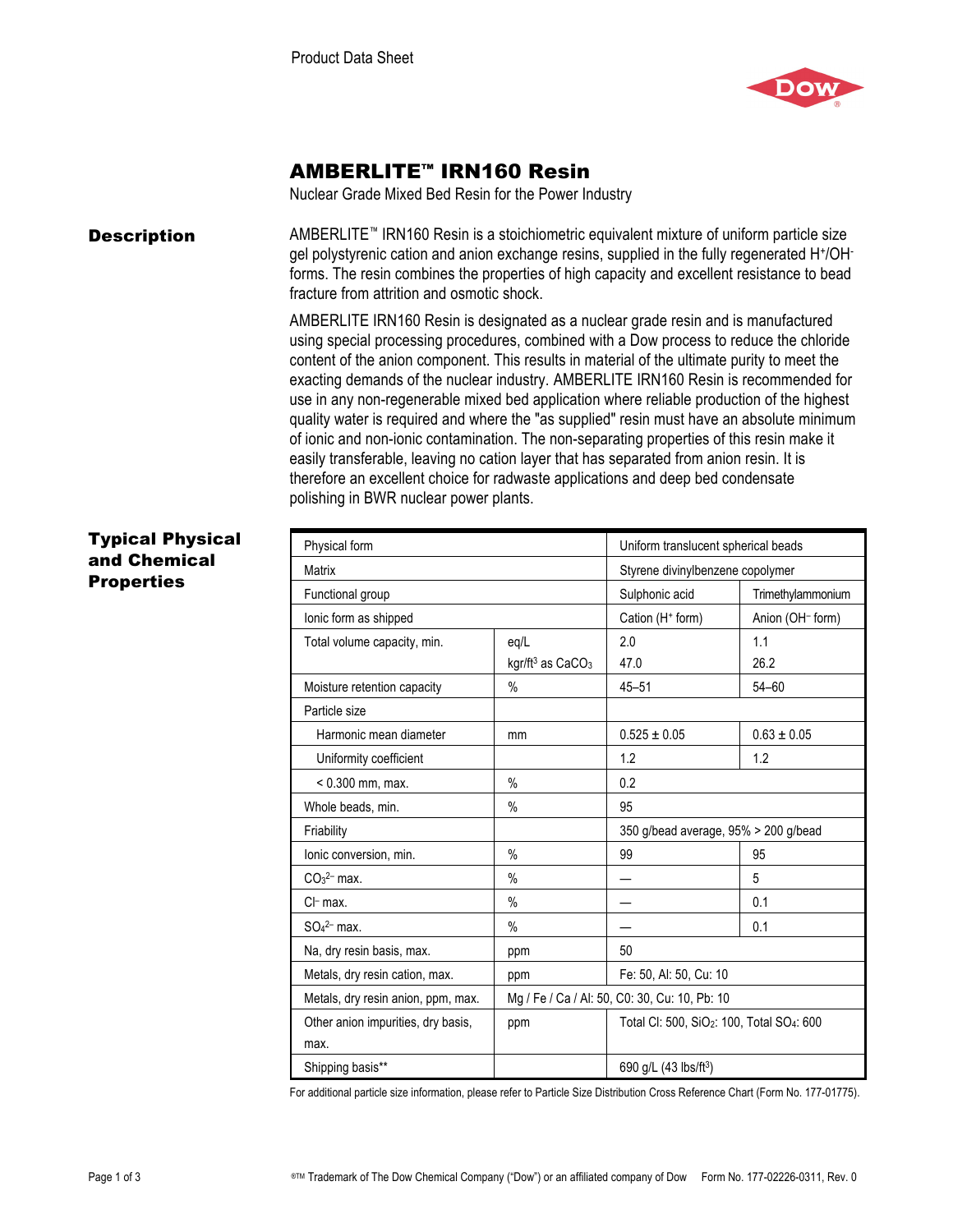Product Data Sheet

# AMBERLITE™ IRN160 Resin

Nuclear Grade Mixed Bed Resin for the Power Industry

## Description

AMBERLITE™ IRN160 Resin is a stoichiometric equivalent mixture of uniform particle size gel polystyrenic cation and anion exchange resins, supplied in the fully regenerated $H^+/OH^-$ forms. The resin combines the properties of high capacity and excellent resistance to bead fracture from attrition and osmotic shock.

AMBERLITE IRN160 Resin is designated as a nuclear grade resin and is manufactured using special processing procedures, combined with a Dow process to reduce the chloride content of the anion component. This results in material of the ultimate purity to meet the exacting demands of the nuclear industry. AMBERLITE IRN160 Resin is recommended for use in any non-regenerable mixed bed application where reliable production of the highest quality water is required and where the "as supplied" resin must have an absolute minimum of ionic and non-ionic contamination. The non-separating properties of this resin make it easily transferable, leaving no cation layer that has separated from anion resin. It is therefore an excellent choice for radwaste applications and deep bed condensate polishing in BWR nuclear power plants.

## Typical Physical and Chemical Properties

| Property | Unit | Cation | Anion |
|---|---|---|---|
| Physical form | | Uniform translucent spherical beads | |
| Matrix | | Styrene divinylbenzene copolymer | |
| Functional group | | Sulphonic acid | Trimethylammonium |
| Ionic form as shipped | | Cation ($H^+$ form) | Anion ($OH^-$ form) |
| Total volume capacity, min. | eq/L | 2.0 | 1.1 |
| | kgr/ft³ as $CaCO_3$ | 47.0 | 26.2 |
| Moisture retention capacity | % | 45–51 | 54–60 |
| Particle size | | | |
| Harmonic mean diameter | mm | 0.525 ± 0.05 | 0.63 ± 0.05 |
| Uniformity coefficient | | 1.2 | 1.2 |
| < 0.300 mm, max. | % | 0.2 | |
| Whole beads, min. | % | 95 | |
| Friability | | 350 g/bead average, 95% > 200 g/bead | |
| Ionic conversion, min. | % | 99 | 95 |
| $CO_3^{2-}$ max. | % | — | 5 |
| $Cl^-$ max. | % | — | 0.1 |
| $SO_4^{2-}$ max. | % | — | 0.1 |
| Na, dry resin basis, max. | ppm | 50 | |
| Metals, dry resin cation, max. | ppm | Fe: 50, Al: 50, Cu: 10 | |
| Metals, dry resin anion, ppm, max. | Mg / Fe / Ca / Al: 50, C0: 30, Cu: 10, Pb: 10 | | |
| Other anion impurities, dry basis, max. | ppm | Total Cl: 500, $SiO_2$: 100, Total $SO_4$: 600 | |
| Shipping basis** | | 690 g/L (43 lbs/ft³) | |

For additional particle size information, please refer to Particle Size Distribution Cross Reference Chart (Form No. 177-01775).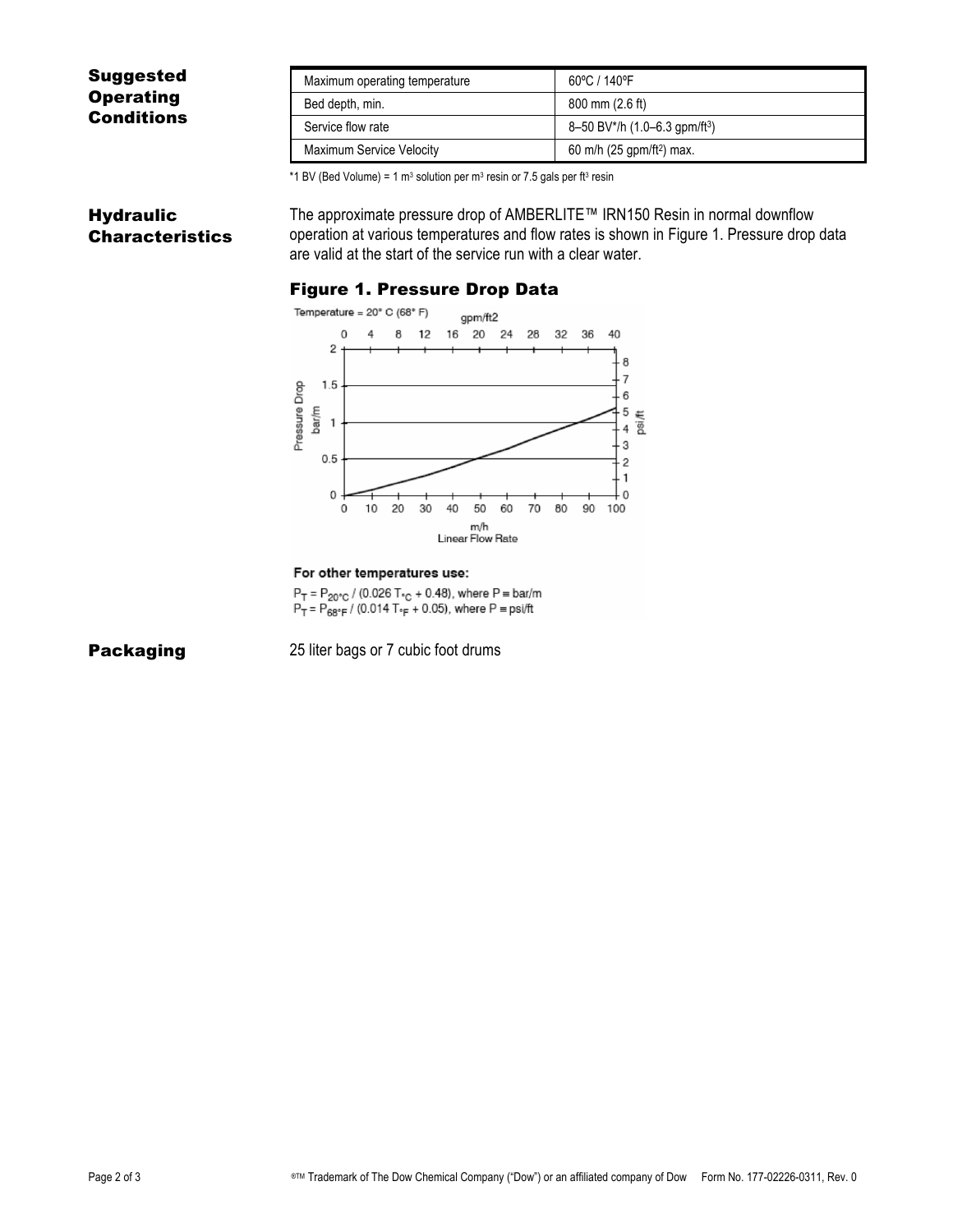## Suggested Operating Conditions

| Maximum operating temperature | 60ºC / 140ºF |
|---|---|
| Bed depth, min. | 800 mm (2.6 ft) |
| Service flow rate | 8–50 BV*/h (1.0–6.3 gpm/ft$^3$) |
| Maximum Service Velocity | 60 m/h (25 gpm/ft$^2$) max. |

*1 BV (Bed Volume) = 1 m$^3$ solution per m$^3$ resin or 7.5 gals per ft$^3$ resin

## Hydraulic Characteristics

The approximate pressure drop of AMBERLITE™ IRN150 Resin in normal downflow operation at various temperatures and flow rates is shown in Figure 1. Pressure drop data are valid at the start of the service run with a clear water.

### Figure 1. Pressure Drop Data

Temperature = 20° C (68° F)

For other temperatures use:

$P_T = P_{20°C} / (0.026\, T_{°C} + 0.48)$, where P ≡ bar/m
$P_T = P_{68°F} / (0.014\, T_{°F} + 0.05)$, where P ≡ psi/ft

## Packaging

25 liter bags or 7 cubic foot drums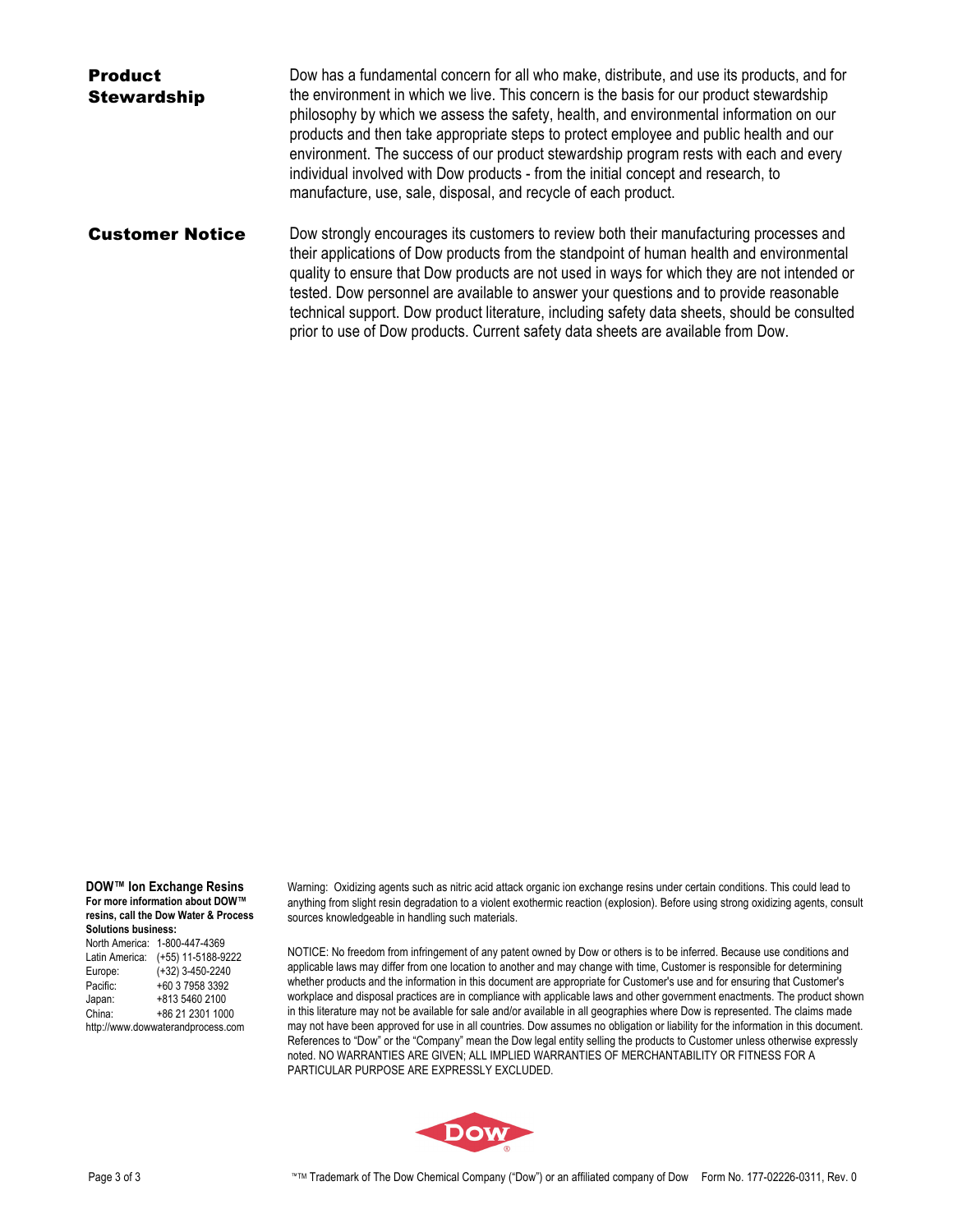## Product Stewardship

Dow has a fundamental concern for all who make, distribute, and use its products, and for the environment in which we live. This concern is the basis for our product stewardship philosophy by which we assess the safety, health, and environmental information on our products and then take appropriate steps to protect employee and public health and our environment. The success of our product stewardship program rests with each and every individual involved with Dow products - from the initial concept and research, to manufacture, use, sale, disposal, and recycle of each product.

## Customer Notice

Dow strongly encourages its customers to review both their manufacturing processes and their applications of Dow products from the standpoint of human health and environmental quality to ensure that Dow products are not used in ways for which they are not intended or tested. Dow personnel are available to answer your questions and to provide reasonable technical support. Dow product literature, including safety data sheets, should be consulted prior to use of Dow products. Current safety data sheets are available from Dow.

**DOW™ Ion Exchange Resins**
**For more information about DOW™ resins, call the Dow Water & Process Solutions business:**

| | |
|---|---|
| North America: | 1-800-447-4369 |
| Latin America: | (+55) 11-5188-9222 |
| Europe: | (+32) 3-450-2240 |
| Pacific: | +60 3 7958 3392 |
| Japan: | +813 5460 2100 |
| China: | +86 21 2301 1000 |

http://www.dowwaterandprocess.com

Warning: Oxidizing agents such as nitric acid attack organic ion exchange resins under certain conditions. This could lead to anything from slight resin degradation to a violent exothermic reaction (explosion). Before using strong oxidizing agents, consult sources knowledgeable in handling such materials.

NOTICE: No freedom from infringement of any patent owned by Dow or others is to be inferred. Because use conditions and applicable laws may differ from one location to another and may change with time, Customer is responsible for determining whether products and the information in this document are appropriate for Customer's use and for ensuring that Customer's workplace and disposal practices are in compliance with applicable laws and other government enactments. The product shown in this literature may not be available for sale and/or available in all geographies where Dow is represented. The claims made may not have been approved for use in all countries. Dow assumes no obligation or liability for the information in this document. References to "Dow" or the "Company" mean the Dow legal entity selling the products to Customer unless otherwise expressly noted. NO WARRANTIES ARE GIVEN; ALL IMPLIED WARRANTIES OF MERCHANTABILITY OR FITNESS FOR A PARTICULAR PURPOSE ARE EXPRESSLY EXCLUDED.

™ Trademark of The Dow Chemical Company ("Dow") or an affiliated company of Dow Form No. 177-02226-0311, Rev. 0